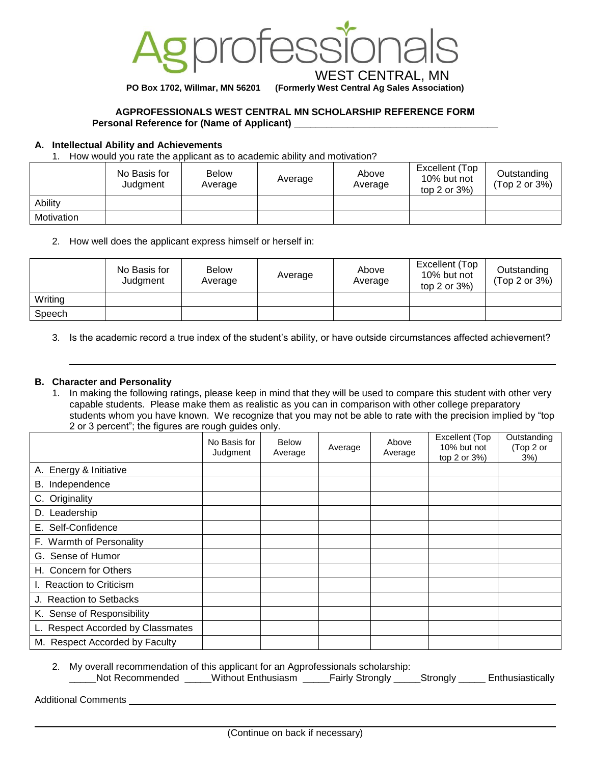# Agprofessionals

WEST CENTRAL, MN

**PO Box 1702, Willmar, MN 56201** **(Formerly West Central Ag Sales Association)**

**AGPROFESSIONALS WEST CENTRAL MN SCHOLARSHIP REFERENCE FORM**

**Personal Reference for (Name of Applicant) ______________________________________**

### A. Intellectual Ability and Achievements

1. How would you rate the applicant as to academic ability and motivation?

| | No Basis for Judgment | Below Average | Average | Above Average | Excellent (Top 10% but not top 2 or 3%) | Outstanding (Top 2 or 3%) |
|---|---|---|---|---|---|---|
| Ability | | | | | | |
| Motivation | | | | | | |

2. How well does the applicant express himself or herself in:

| | No Basis for Judgment | Below Average | Average | Above Average | Excellent (Top 10% but not top 2 or 3%) | Outstanding (Top 2 or 3%) |
|---|---|---|---|---|---|---|
| Writing | | | | | | |
| Speech | | | | | | |

3. Is the academic record a true index of the student's ability, or have outside circumstances affected achievement?

______________________________________________________________________

### B. Character and Personality

1. In making the following ratings, please keep in mind that they will be used to compare this student with other very capable students. Please make them as realistic as you can in comparison with other college preparatory students whom you have known. We recognize that you may not be able to rate with the precision implied by "top 2 or 3 percent"; the figures are rough guides only.

| | No Basis for Judgment | Below Average | Average | Above Average | Excellent (Top 10% but not top 2 or 3%) | Outstanding (Top 2 or 3%) |
|---|---|---|---|---|---|---|
| A. Energy & Initiative | | | | | | |
| B. Independence | | | | | | |
| C. Originality | | | | | | |
| D. Leadership | | | | | | |
| E. Self-Confidence | | | | | | |
| F. Warmth of Personality | | | | | | |
| G. Sense of Humor | | | | | | |
| H. Concern for Others | | | | | | |
| I. Reaction to Criticism | | | | | | |
| J. Reaction to Setbacks | | | | | | |
| K. Sense of Responsibility | | | | | | |
| L. Respect Accorded by Classmates | | | | | | |
| M. Respect Accorded by Faculty | | | | | | |

2. My overall recommendation of this applicant for an Agprofessionals scholarship:
_____Not Recommended _____Without Enthusiasm _____Fairly Strongly _____Strongly _____ Enthusiastically

Additional Comments ______________________________________________________________

______________________________________________________________________

(Continue on back if necessary)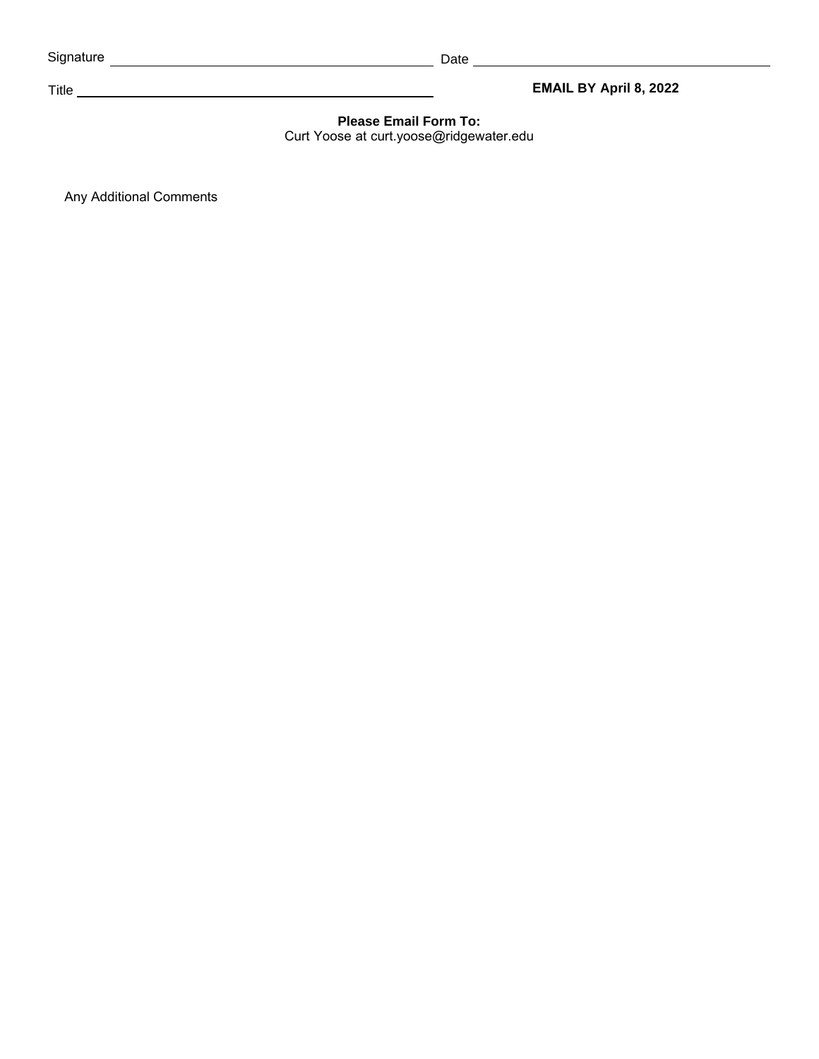Signature ______________________________ Date ______________________________

Title ______________________________

**EMAIL BY April 8, 2022**

**Please Email Form To:**
Curt Yoose at curt.yoose@ridgewater.edu

Any Additional Comments